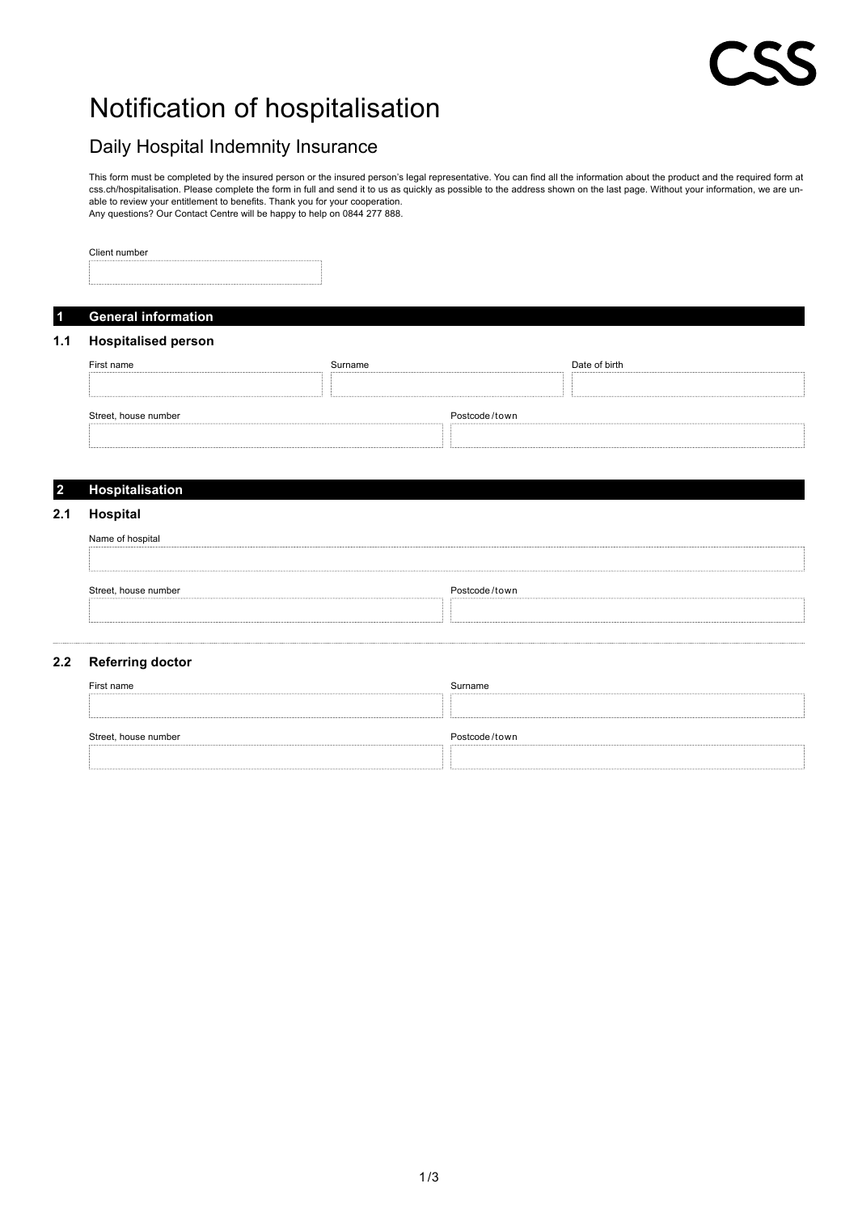# Notification of hospitalisation

## Daily Hospital Indemnity Insurance

This form must be completed by the insured person or the insured person's legal representative. You can find all the information about the product and the required form at css.ch/hospitalisation. Please complete the form in full and send it to us as quickly as possible to the address shown on the last page. Without your information, we are unable to review your entitlement to benefits. Thank you for your cooperation.
Any questions? Our Contact Centre will be happy to help on 0844 277 888.

Client number

## 1 General information

### 1.1 Hospitalised person

| First name | Surname | Date of birth |
|---|---|---|
| | | |

| Street, house number | Postcode / town |
|---|---|
| | |

## 2 Hospitalisation

### 2.1 Hospital

Name of hospital

| Street, house number | Postcode / town |
|---|---|
| | |

### 2.2 Referring doctor

| First name | Surname |
|---|---|
| | |

| Street, house number | Postcode / town |
|---|---|
| | |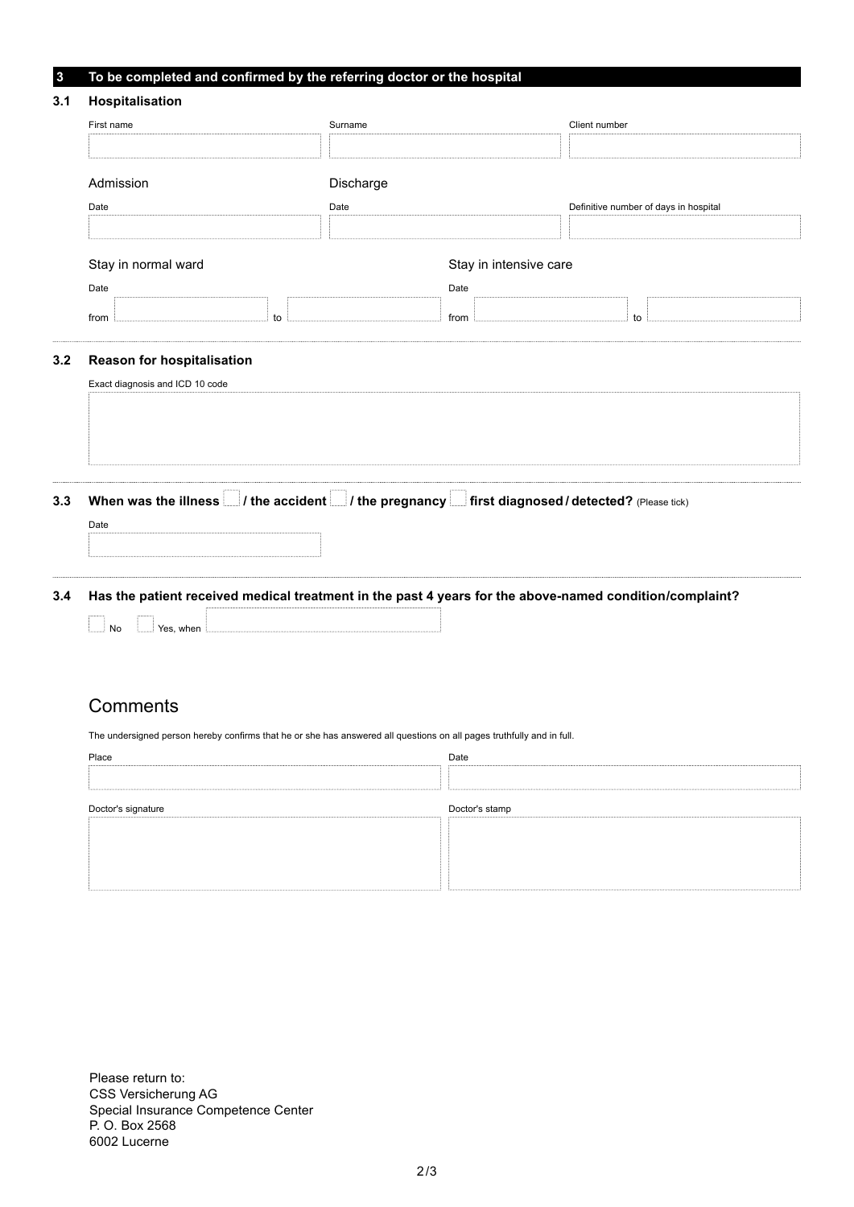## 3 To be completed and confirmed by the referring doctor or the hospital

### 3.1 Hospitalisation

| First name | Surname | Client number |
| --- | --- | --- |
| | | |

Admission

Discharge

| Date | Date | Definitive number of days in hospital |
| --- | --- | --- |
| | | |

| Stay in normal ward | | Stay in intensive care | |
| --- | --- | --- | --- |
| Date | | Date | |
| from | to | from | to |

### 3.2 Reason for hospitalisation

Exact diagnosis and ICD 10 code

### 3.3 When was the illness ☐ / the accident ☐ / the pregnancy ☐ first diagnosed / detected? (Please tick)

Date

### 3.4 Has the patient received medical treatment in the past 4 years for the above-named condition/complaint?

☐ No ☐ Yes, when

## Comments

The undersigned person hereby confirms that he or she has answered all questions on all pages truthfully and in full.

| Place | Date |
| --- | --- |
| | |

| Doctor's signature | Doctor's stamp |
| --- | --- |
| | |

Please return to:
CSS Versicherung AG
Special Insurance Competence Center
P. O. Box 2568
6002 Lucerne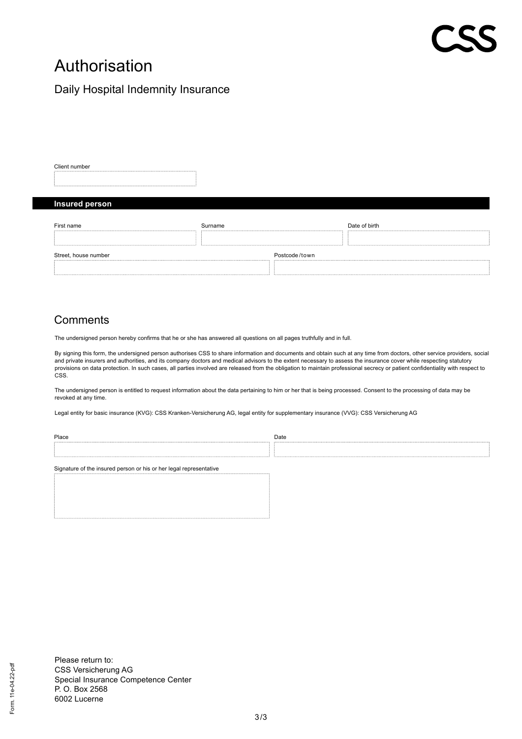# Authorisation

## Daily Hospital Indemnity Insurance

Client number

**Insured person**

| First name | Surname | Date of birth |
|---|---|---|
| | | |

| Street, house number | Postcode/town |
|---|---|
| | |

## Comments

The undersigned person hereby confirms that he or she has answered all questions on all pages truthfully and in full.

By signing this form, the undersigned person authorises CSS to share information and documents and obtain such at any time from doctors, other service providers, social and private insurers and authorities, and its company doctors and medical advisors to the extent necessary to assess the insurance cover while respecting statutory provisions on data protection. In such cases, all parties involved are released from the obligation to maintain professional secrecy or patient confidentiality with respect to CSS.

The undersigned person is entitled to request information about the data pertaining to him or her that is being processed. Consent to the processing of data may be revoked at any time.

Legal entity for basic insurance (KVG): CSS Kranken-Versicherung AG, legal entity for supplementary insurance (VVG): CSS Versicherung AG

| Place | Date |
|---|---|
| | |

Signature of the insured person or his or her legal representative

Please return to:
CSS Versicherung AG
Special Insurance Competence Center
P. O. Box 2568
6002 Lucerne

Form. 11e-04.22-pdf